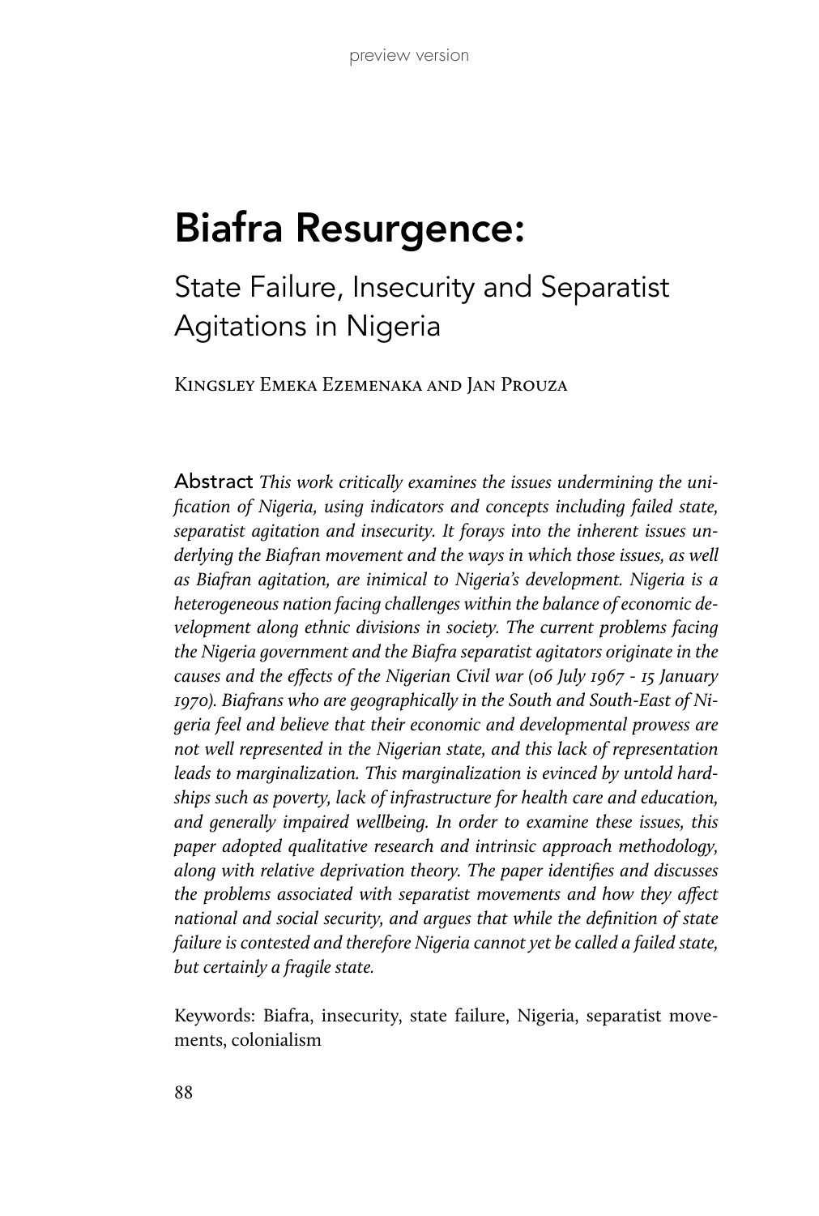# Biafra Resurgence:

## State Failure, Insecurity and Separatist Agitations in Nigeria

Kingsley Emeka Ezemenaka and Jan Prouza

**Abstract** *This work critically examines the issues undermining the unification of Nigeria, using indicators and concepts including failed state, separatist agitation and insecurity. It forays into the inherent issues underlying the Biafran movement and the ways in which those issues, as well as Biafran agitation, are inimical to Nigeria's development. Nigeria is a heterogeneous nation facing challenges within the balance of economic development along ethnic divisions in society. The current problems facing the Nigeria government and the Biafra separatist agitators originate in the causes and the effects of the Nigerian Civil war (06 July 1967 - 15 January 1970). Biafrans who are geographically in the South and South-East of Nigeria feel and believe that their economic and developmental prowess are not well represented in the Nigerian state, and this lack of representation leads to marginalization. This marginalization is evinced by untold hardships such as poverty, lack of infrastructure for health care and education, and generally impaired wellbeing. In order to examine these issues, this paper adopted qualitative research and intrinsic approach methodology, along with relative deprivation theory. The paper identifies and discusses the problems associated with separatist movements and how they affect national and social security, and argues that while the definition of state failure is contested and therefore Nigeria cannot yet be called a failed state, but certainly a fragile state.*

Keywords: Biafra, insecurity, state failure, Nigeria, separatist movements, colonialism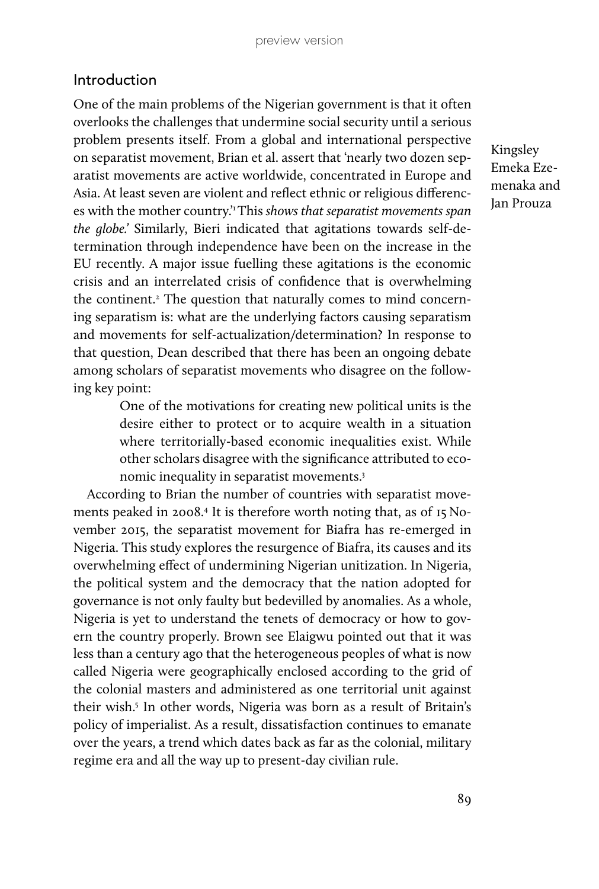## Introduction

Kingsley Emeka Ezemenaka and Jan Prouza

One of the main problems of the Nigerian government is that it often overlooks the challenges that undermine social security until a serious problem presents itself. From a global and international perspective on separatist movement, Brian et al. assert that 'nearly two dozen separatist movements are active worldwide, concentrated in Europe and Asia. At least seven are violent and reflect ethnic or religious differences with the mother country.'[1] This *shows that separatist movements span the globe.'* Similarly, Bieri indicated that agitations towards self-determination through independence have been on the increase in the EU recently. A major issue fuelling these agitations is the economic crisis and an interrelated crisis of confidence that is overwhelming the continent.[2] The question that naturally comes to mind concerning separatism is: what are the underlying factors causing separatism and movements for self-actualization/determination? In response to that question, Dean described that there has been an ongoing debate among scholars of separatist movements who disagree on the following key point:

> One of the motivations for creating new political units is the desire either to protect or to acquire wealth in a situation where territorially-based economic inequalities exist. While other scholars disagree with the significance attributed to economic inequality in separatist movements.[3]

According to Brian the number of countries with separatist movements peaked in 2008.[4] It is therefore worth noting that, as of 15 November 2015, the separatist movement for Biafra has re-emerged in Nigeria. This study explores the resurgence of Biafra, its causes and its overwhelming effect of undermining Nigerian unitization. In Nigeria, the political system and the democracy that the nation adopted for governance is not only faulty but bedevilled by anomalies. As a whole, Nigeria is yet to understand the tenets of democracy or how to govern the country properly. Brown see Elaigwu pointed out that it was less than a century ago that the heterogeneous peoples of what is now called Nigeria were geographically enclosed according to the grid of the colonial masters and administered as one territorial unit against their wish.[5] In other words, Nigeria was born as a result of Britain's policy of imperialist. As a result, dissatisfaction continues to emanate over the years, a trend which dates back as far as the colonial, military regime era and all the way up to present-day civilian rule.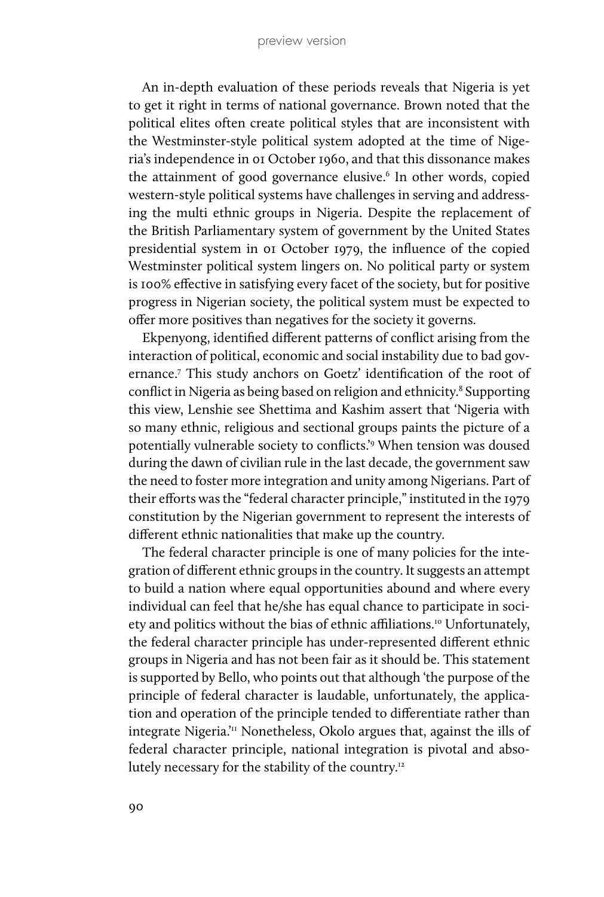An in-depth evaluation of these periods reveals that Nigeria is yet to get it right in terms of national governance. Brown noted that the political elites often create political styles that are inconsistent with the Westminster-style political system adopted at the time of Nigeria's independence in 01 October 1960, and that this dissonance makes the attainment of good governance elusive.[6] In other words, copied western-style political systems have challenges in serving and addressing the multi ethnic groups in Nigeria. Despite the replacement of the British Parliamentary system of government by the United States presidential system in 01 October 1979, the influence of the copied Westminster political system lingers on. No political party or system is 100% effective in satisfying every facet of the society, but for positive progress in Nigerian society, the political system must be expected to offer more positives than negatives for the society it governs.

Ekpenyong, identified different patterns of conflict arising from the interaction of political, economic and social instability due to bad governance.[7] This study anchors on Goetz' identification of the root of conflict in Nigeria as being based on religion and ethnicity.[8] Supporting this view, Lenshie see Shettima and Kashim assert that 'Nigeria with so many ethnic, religious and sectional groups paints the picture of a potentially vulnerable society to conflicts.'[9] When tension was doused during the dawn of civilian rule in the last decade, the government saw the need to foster more integration and unity among Nigerians. Part of their efforts was the "federal character principle," instituted in the 1979 constitution by the Nigerian government to represent the interests of different ethnic nationalities that make up the country.

The federal character principle is one of many policies for the integration of different ethnic groups in the country. It suggests an attempt to build a nation where equal opportunities abound and where every individual can feel that he/she has equal chance to participate in society and politics without the bias of ethnic affiliations.[10] Unfortunately, the federal character principle has under-represented different ethnic groups in Nigeria and has not been fair as it should be. This statement is supported by Bello, who points out that although 'the purpose of the principle of federal character is laudable, unfortunately, the application and operation of the principle tended to differentiate rather than integrate Nigeria.'[11] Nonetheless, Okolo argues that, against the ills of federal character principle, national integration is pivotal and absolutely necessary for the stability of the country.[12]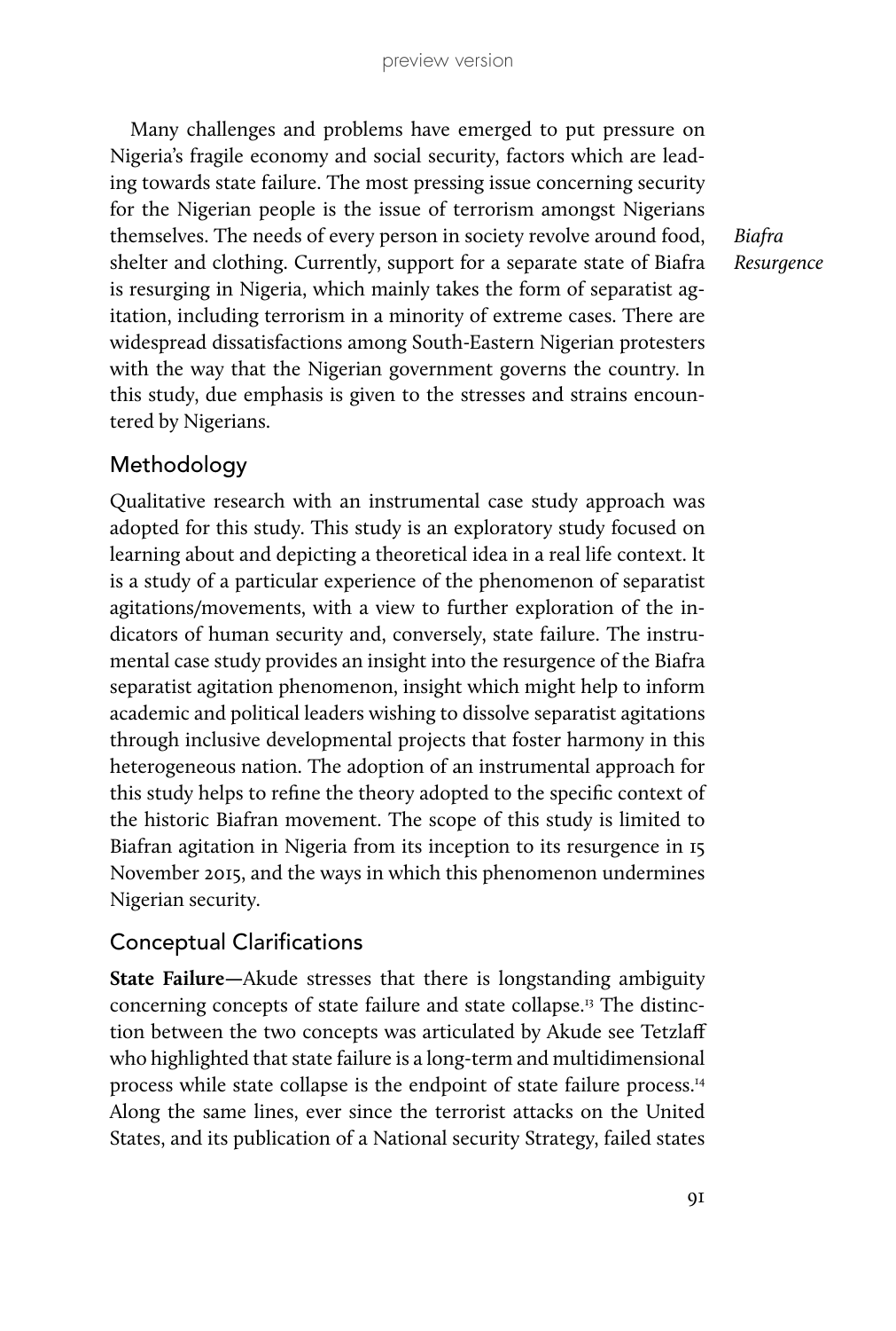Many challenges and problems have emerged to put pressure on Nigeria's fragile economy and social security, factors which are leading towards state failure. The most pressing issue concerning security for the Nigerian people is the issue of terrorism amongst Nigerians themselves. The needs of every person in society revolve around food, shelter and clothing. Currently, support for a separate state of Biafra is resurging in Nigeria, which mainly takes the form of separatist agitation, including terrorism in a minority of extreme cases. There are widespread dissatisfactions among South-Eastern Nigerian protesters with the way that the Nigerian government governs the country. In this study, due emphasis is given to the stresses and strains encountered by Nigerians.

## Methodology

Qualitative research with an instrumental case study approach was adopted for this study. This study is an exploratory study focused on learning about and depicting a theoretical idea in a real life context. It is a study of a particular experience of the phenomenon of separatist agitations/movements, with a view to further exploration of the indicators of human security and, conversely, state failure. The instrumental case study provides an insight into the resurgence of the Biafra separatist agitation phenomenon, insight which might help to inform academic and political leaders wishing to dissolve separatist agitations through inclusive developmental projects that foster harmony in this heterogeneous nation. The adoption of an instrumental approach for this study helps to refine the theory adopted to the specific context of the historic Biafran movement. The scope of this study is limited to Biafran agitation in Nigeria from its inception to its resurgence in 15 November 2015, and the ways in which this phenomenon undermines Nigerian security.

## Conceptual Clarifications

**State Failure**—Akude stresses that there is longstanding ambiguity concerning concepts of state failure and state collapse.[13] The distinction between the two concepts was articulated by Akude see Tetzlaff who highlighted that state failure is a long-term and multidimensional process while state collapse is the endpoint of state failure process.[14] Along the same lines, ever since the terrorist attacks on the United States, and its publication of a National security Strategy, failed states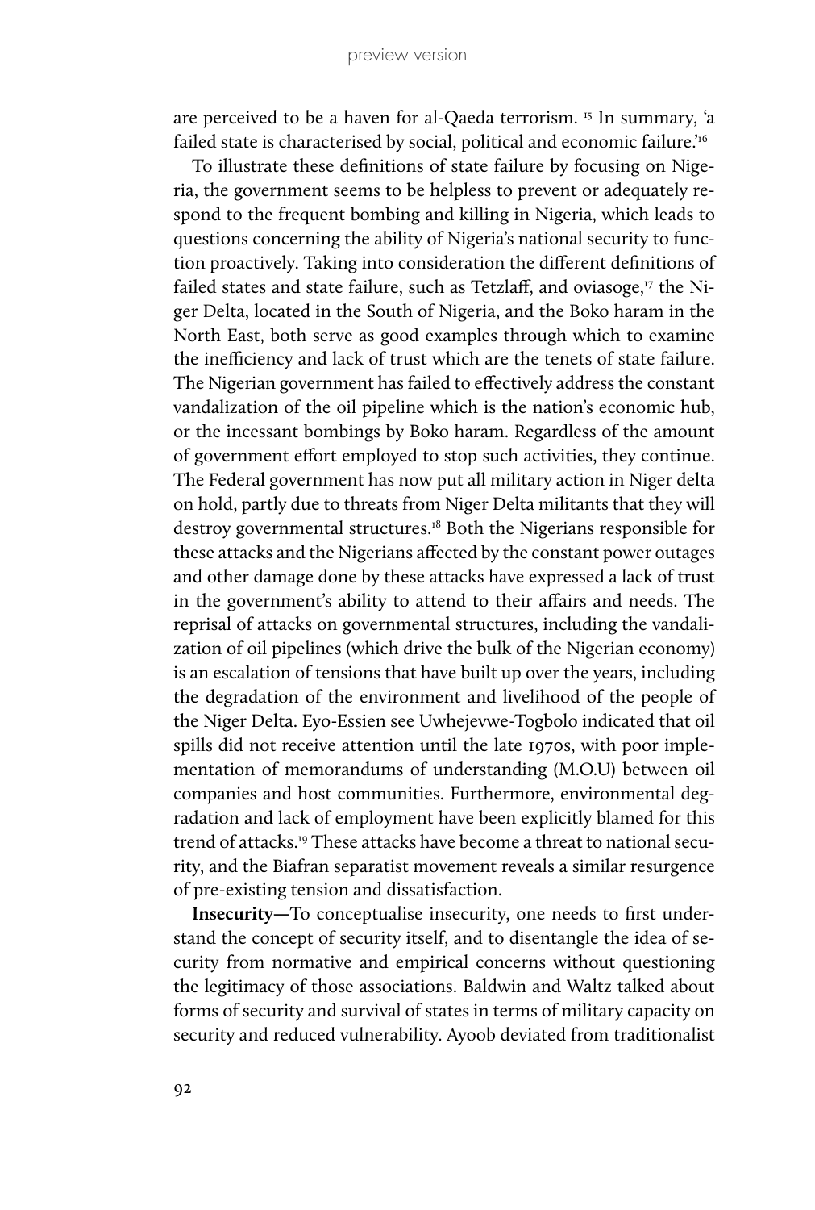are perceived to be a haven for al-Qaeda terrorism. [15] In summary, 'a failed state is characterised by social, political and economic failure.'[16]

To illustrate these definitions of state failure by focusing on Nigeria, the government seems to be helpless to prevent or adequately respond to the frequent bombing and killing in Nigeria, which leads to questions concerning the ability of Nigeria's national security to function proactively. Taking into consideration the different definitions of failed states and state failure, such as Tetzlaff, and oviasoge,[17] the Niger Delta, located in the South of Nigeria, and the Boko haram in the North East, both serve as good examples through which to examine the inefficiency and lack of trust which are the tenets of state failure. The Nigerian government has failed to effectively address the constant vandalization of the oil pipeline which is the nation's economic hub, or the incessant bombings by Boko haram. Regardless of the amount of government effort employed to stop such activities, they continue. The Federal government has now put all military action in Niger delta on hold, partly due to threats from Niger Delta militants that they will destroy governmental structures.[18] Both the Nigerians responsible for these attacks and the Nigerians affected by the constant power outages and other damage done by these attacks have expressed a lack of trust in the government's ability to attend to their affairs and needs. The reprisal of attacks on governmental structures, including the vandalization of oil pipelines (which drive the bulk of the Nigerian economy) is an escalation of tensions that have built up over the years, including the degradation of the environment and livelihood of the people of the Niger Delta. Eyo-Essien see Uwhejevwe-Togbolo indicated that oil spills did not receive attention until the late 1970s, with poor implementation of memorandums of understanding (M.O.U) between oil companies and host communities. Furthermore, environmental degradation and lack of employment have been explicitly blamed for this trend of attacks.[19] These attacks have become a threat to national security, and the Biafran separatist movement reveals a similar resurgence of pre-existing tension and dissatisfaction.

**Insecurity—**To conceptualise insecurity, one needs to first understand the concept of security itself, and to disentangle the idea of security from normative and empirical concerns without questioning the legitimacy of those associations. Baldwin and Waltz talked about forms of security and survival of states in terms of military capacity on security and reduced vulnerability. Ayoob deviated from traditionalist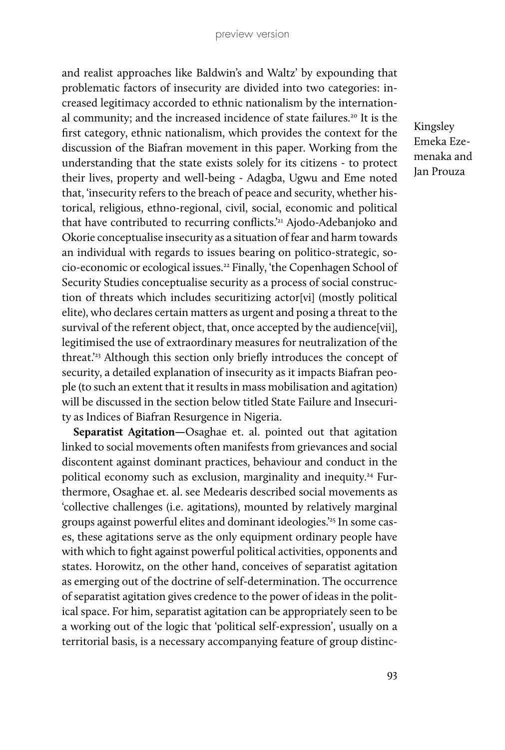and realist approaches like Baldwin's and Waltz' by expounding that problematic factors of insecurity are divided into two categories: increased legitimacy accorded to ethnic nationalism by the international community; and the increased incidence of state failures.[20] It is the first category, ethnic nationalism, which provides the context for the discussion of the Biafran movement in this paper. Working from the understanding that the state exists solely for its citizens - to protect their lives, property and well-being - Adagba, Ugwu and Eme noted that, 'insecurity refers to the breach of peace and security, whether historical, religious, ethno-regional, civil, social, economic and political that have contributed to recurring conflicts.'[21] Ajodo-Adebanjoko and Okorie conceptualise insecurity as a situation of fear and harm towards an individual with regards to issues bearing on politico-strategic, socio-economic or ecological issues.[22] Finally, 'the Copenhagen School of Security Studies conceptualise security as a process of social construction of threats which includes securitizing actor[vi] (mostly political elite), who declares certain matters as urgent and posing a threat to the survival of the referent object, that, once accepted by the audience[vii], legitimised the use of extraordinary measures for neutralization of the threat.'[23] Although this section only briefly introduces the concept of security, a detailed explanation of insecurity as it impacts Biafran people (to such an extent that it results in mass mobilisation and agitation) will be discussed in the section below titled State Failure and Insecurity as Indices of Biafran Resurgence in Nigeria.

**Separatist Agitation**—Osaghae et. al. pointed out that agitation linked to social movements often manifests from grievances and social discontent against dominant practices, behaviour and conduct in the political economy such as exclusion, marginality and inequity.[24] Furthermore, Osaghae et. al. see Medearis described social movements as 'collective challenges (i.e. agitations), mounted by relatively marginal groups against powerful elites and dominant ideologies.'[25] In some cases, these agitations serve as the only equipment ordinary people have with which to fight against powerful political activities, opponents and states. Horowitz, on the other hand, conceives of separatist agitation as emerging out of the doctrine of self-determination. The occurrence of separatist agitation gives credence to the power of ideas in the political space. For him, separatist agitation can be appropriately seen to be a working out of the logic that 'political self-expression', usually on a territorial basis, is a necessary accompanying feature of group distinc-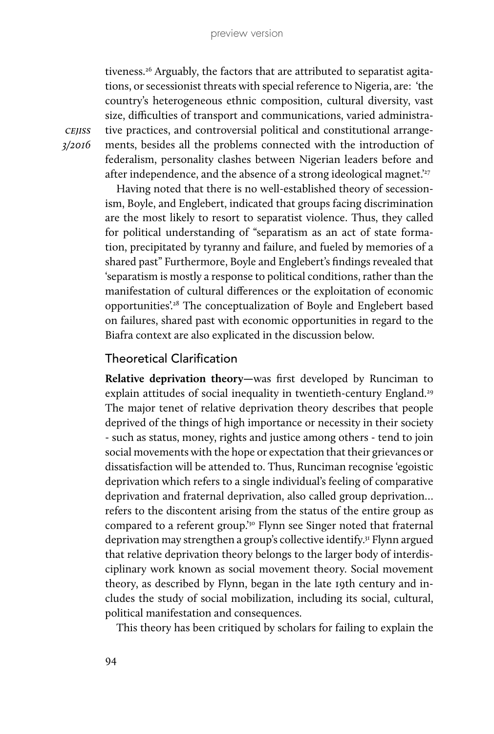tiveness.[26] Arguably, the factors that are attributed to separatist agitations, or secessionist threats with special reference to Nigeria, are: 'the country's heterogeneous ethnic composition, cultural diversity, vast size, difficulties of transport and communications, varied administrative practices, and controversial political and constitutional arrangements, besides all the problems connected with the introduction of federalism, personality clashes between Nigerian leaders before and after independence, and the absence of a strong ideological magnet.'[27]

Having noted that there is no well-established theory of secessionism, Boyle, and Englebert, indicated that groups facing discrimination are the most likely to resort to separatist violence. Thus, they called for political understanding of "separatism as an act of state formation, precipitated by tyranny and failure, and fueled by memories of a shared past" Furthermore, Boyle and Englebert's findings revealed that 'separatism is mostly a response to political conditions, rather than the manifestation of cultural differences or the exploitation of economic opportunities'.[28] The conceptualization of Boyle and Englebert based on failures, shared past with economic opportunities in regard to the Biafra context are also explicated in the discussion below.

## Theoretical Clarification

**Relative deprivation theory—**was first developed by Runciman to explain attitudes of social inequality in twentieth-century England.[29] The major tenet of relative deprivation theory describes that people deprived of the things of high importance or necessity in their society - such as status, money, rights and justice among others - tend to join social movements with the hope or expectation that their grievances or dissatisfaction will be attended to. Thus, Runciman recognise 'egoistic deprivation which refers to a single individual's feeling of comparative deprivation and fraternal deprivation, also called group deprivation... refers to the discontent arising from the status of the entire group as compared to a referent group.'[30] Flynn see Singer noted that fraternal deprivation may strengthen a group's collective identify.[31] Flynn argued that relative deprivation theory belongs to the larger body of interdisciplinary work known as social movement theory. Social movement theory, as described by Flynn, began in the late 19th century and includes the study of social mobilization, including its social, cultural, political manifestation and consequences.

This theory has been critiqued by scholars for failing to explain the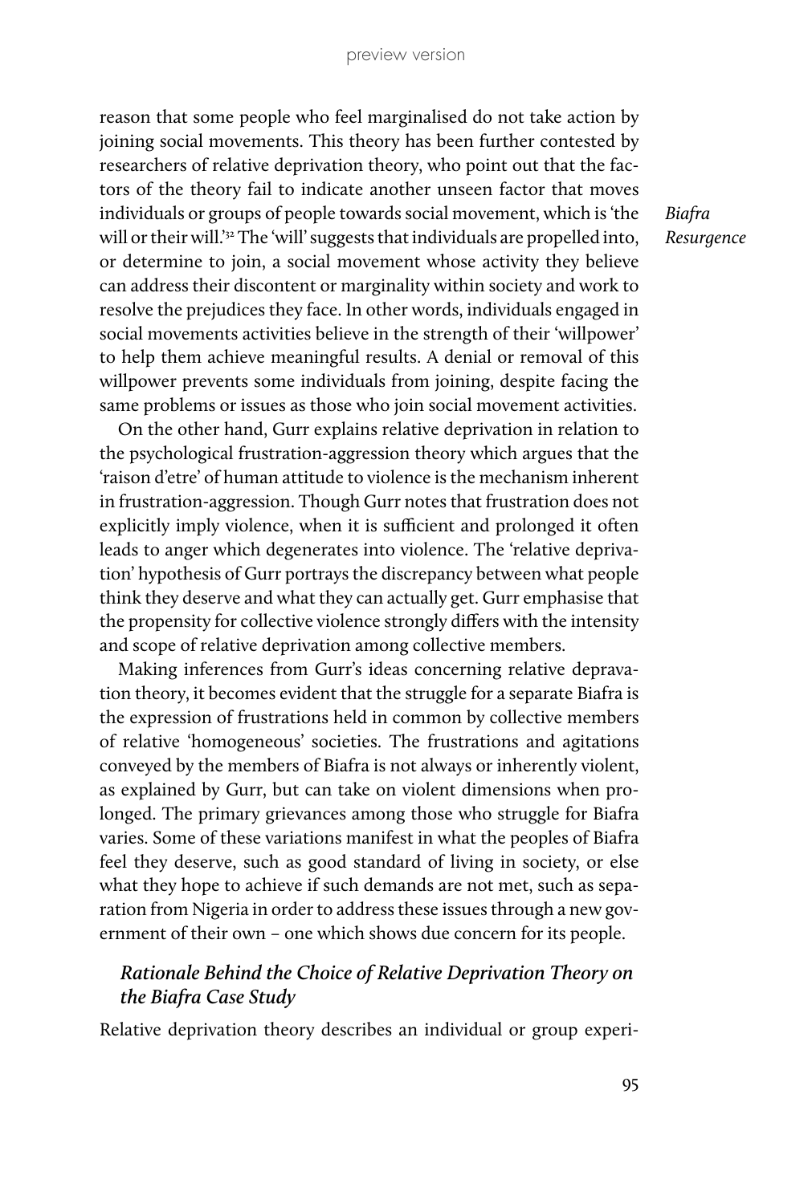reason that some people who feel marginalised do not take action by joining social movements. This theory has been further contested by researchers of relative deprivation theory, who point out that the factors of the theory fail to indicate another unseen factor that moves individuals or groups of people towards social movement, which is 'the will or their will.'[32] The 'will' suggests that individuals are propelled into, or determine to join, a social movement whose activity they believe can address their discontent or marginality within society and work to resolve the prejudices they face. In other words, individuals engaged in social movements activities believe in the strength of their 'willpower' to help them achieve meaningful results. A denial or removal of this willpower prevents some individuals from joining, despite facing the same problems or issues as those who join social movement activities.

On the other hand, Gurr explains relative deprivation in relation to the psychological frustration-aggression theory which argues that the 'raison d'etre' of human attitude to violence is the mechanism inherent in frustration-aggression. Though Gurr notes that frustration does not explicitly imply violence, when it is sufficient and prolonged it often leads to anger which degenerates into violence. The 'relative deprivation' hypothesis of Gurr portrays the discrepancy between what people think they deserve and what they can actually get. Gurr emphasise that the propensity for collective violence strongly differs with the intensity and scope of relative deprivation among collective members.

Making inferences from Gurr's ideas concerning relative depravation theory, it becomes evident that the struggle for a separate Biafra is the expression of frustrations held in common by collective members of relative 'homogeneous' societies. The frustrations and agitations conveyed by the members of Biafra is not always or inherently violent, as explained by Gurr, but can take on violent dimensions when prolonged. The primary grievances among those who struggle for Biafra varies. Some of these variations manifest in what the peoples of Biafra feel they deserve, such as good standard of living in society, or else what they hope to achieve if such demands are not met, such as separation from Nigeria in order to address these issues through a new government of their own – one which shows due concern for its people.

### *Rationale Behind the Choice of Relative Deprivation Theory on the Biafra Case Study*

Relative deprivation theory describes an individual or group experi-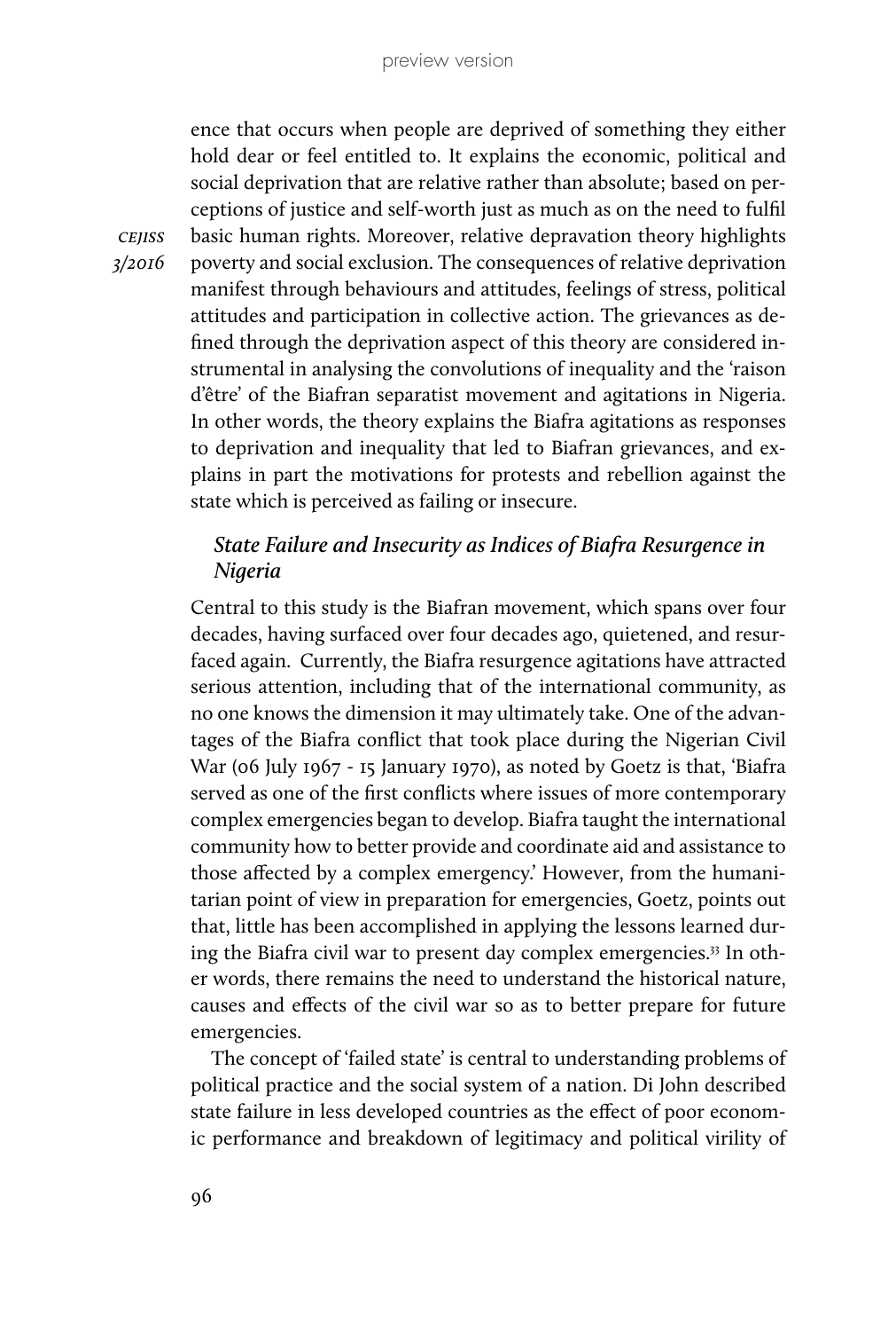ence that occurs when people are deprived of something they either hold dear or feel entitled to. It explains the economic, political and social deprivation that are relative rather than absolute; based on perceptions of justice and self-worth just as much as on the need to fulfil basic human rights. Moreover, relative depravation theory highlights poverty and social exclusion. The consequences of relative deprivation manifest through behaviours and attitudes, feelings of stress, political attitudes and participation in collective action. The grievances as defined through the deprivation aspect of this theory are considered instrumental in analysing the convolutions of inequality and the 'raison d'être' of the Biafran separatist movement and agitations in Nigeria. In other words, the theory explains the Biafra agitations as responses to deprivation and inequality that led to Biafran grievances, and explains in part the motivations for protests and rebellion against the state which is perceived as failing or insecure.

### *State Failure and Insecurity as Indices of Biafra Resurgence in Nigeria*

Central to this study is the Biafran movement, which spans over four decades, having surfaced over four decades ago, quietened, and resurfaced again. Currently, the Biafra resurgence agitations have attracted serious attention, including that of the international community, as no one knows the dimension it may ultimately take. One of the advantages of the Biafra conflict that took place during the Nigerian Civil War (06 July 1967 - 15 January 1970), as noted by Goetz is that, 'Biafra served as one of the first conflicts where issues of more contemporary complex emergencies began to develop. Biafra taught the international community how to better provide and coordinate aid and assistance to those affected by a complex emergency.' However, from the humanitarian point of view in preparation for emergencies, Goetz, points out that, little has been accomplished in applying the lessons learned during the Biafra civil war to present day complex emergencies.[33] In other words, there remains the need to understand the historical nature, causes and effects of the civil war so as to better prepare for future emergencies.

The concept of 'failed state' is central to understanding problems of political practice and the social system of a nation. Di John described state failure in less developed countries as the effect of poor economic performance and breakdown of legitimacy and political virility of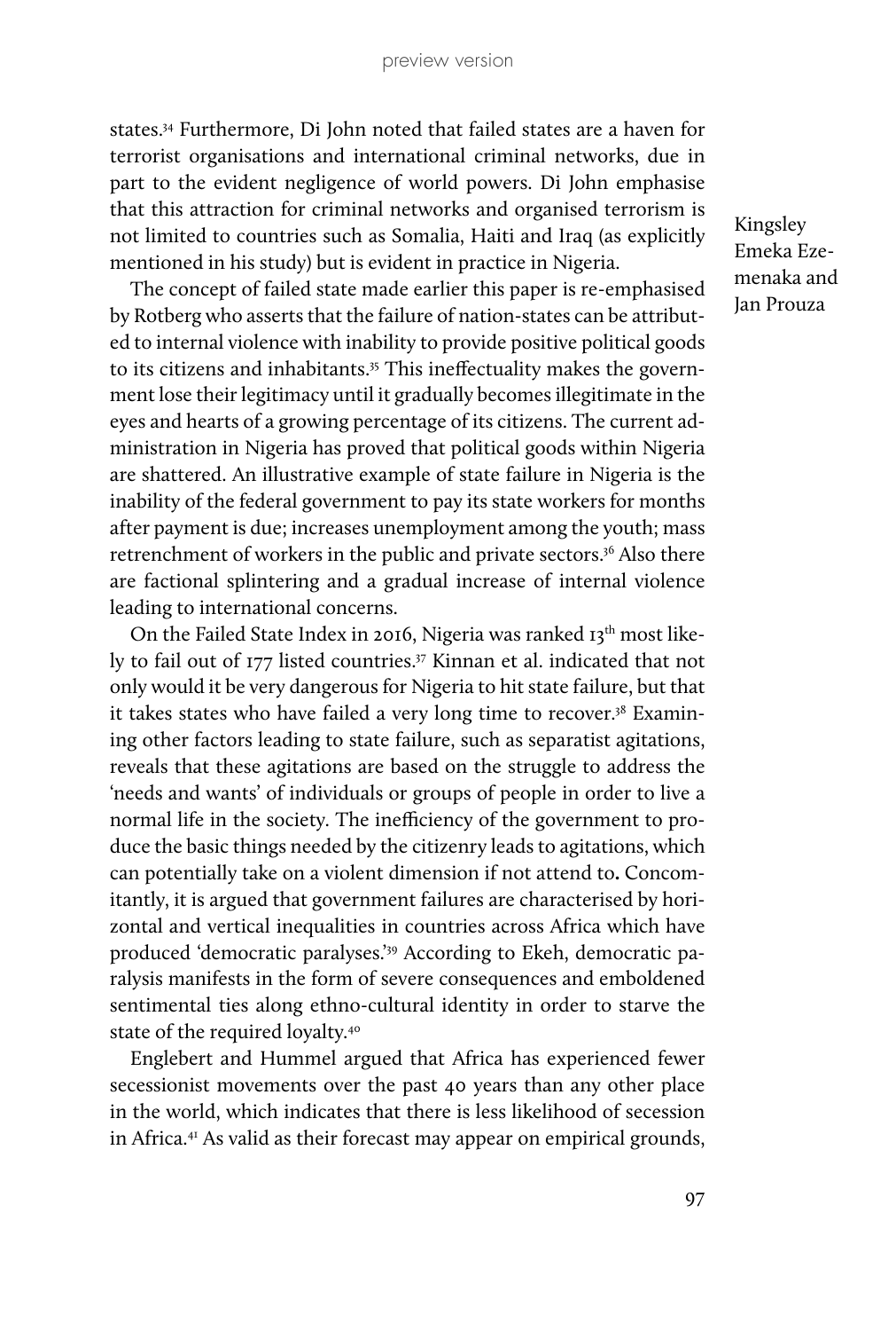states.[34] Furthermore, Di John noted that failed states are a haven for terrorist organisations and international criminal networks, due in part to the evident negligence of world powers. Di John emphasise that this attraction for criminal networks and organised terrorism is not limited to countries such as Somalia, Haiti and Iraq (as explicitly mentioned in his study) but is evident in practice in Nigeria.

The concept of failed state made earlier this paper is re-emphasised by Rotberg who asserts that the failure of nation-states can be attributed to internal violence with inability to provide positive political goods to its citizens and inhabitants.[35] This ineffectuality makes the government lose their legitimacy until it gradually becomes illegitimate in the eyes and hearts of a growing percentage of its citizens. The current administration in Nigeria has proved that political goods within Nigeria are shattered. An illustrative example of state failure in Nigeria is the inability of the federal government to pay its state workers for months after payment is due; increases unemployment among the youth; mass retrenchment of workers in the public and private sectors.[36] Also there are factional splintering and a gradual increase of internal violence leading to international concerns.

On the Failed State Index in 2016, Nigeria was ranked 13th most likely to fail out of 177 listed countries.[37] Kinnan et al. indicated that not only would it be very dangerous for Nigeria to hit state failure, but that it takes states who have failed a very long time to recover.[38] Examining other factors leading to state failure, such as separatist agitations, reveals that these agitations are based on the struggle to address the 'needs and wants' of individuals or groups of people in order to live a normal life in the society. The inefficiency of the government to produce the basic things needed by the citizenry leads to agitations, which can potentially take on a violent dimension if not attend to. Concomitantly, it is argued that government failures are characterised by horizontal and vertical inequalities in countries across Africa which have produced 'democratic paralyses.'[39] According to Ekeh, democratic paralysis manifests in the form of severe consequences and emboldened sentimental ties along ethno-cultural identity in order to starve the state of the required loyalty.[40]

Englebert and Hummel argued that Africa has experienced fewer secessionist movements over the past 40 years than any other place in the world, which indicates that there is less likelihood of secession in Africa.[41] As valid as their forecast may appear on empirical grounds,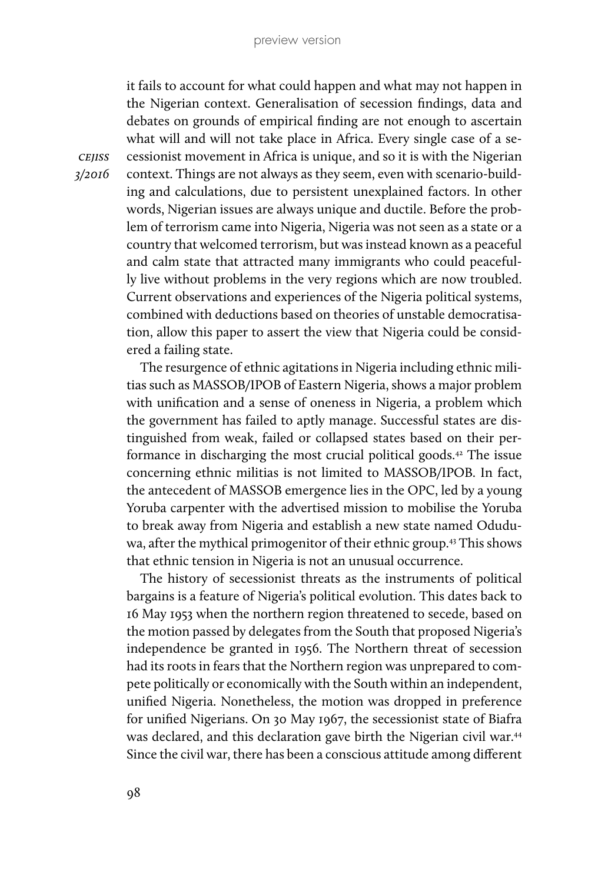it fails to account for what could happen and what may not happen in the Nigerian context. Generalisation of secession findings, data and debates on grounds of empirical finding are not enough to ascertain what will and will not take place in Africa. Every single case of a secessionist movement in Africa is unique, and so it is with the Nigerian context. Things are not always as they seem, even with scenario-building and calculations, due to persistent unexplained factors. In other words, Nigerian issues are always unique and ductile. Before the problem of terrorism came into Nigeria, Nigeria was not seen as a state or a country that welcomed terrorism, but was instead known as a peaceful and calm state that attracted many immigrants who could peacefully live without problems in the very regions which are now troubled. Current observations and experiences of the Nigeria political systems, combined with deductions based on theories of unstable democratisation, allow this paper to assert the view that Nigeria could be considered a failing state.

The resurgence of ethnic agitations in Nigeria including ethnic militias such as MASSOB/IPOB of Eastern Nigeria, shows a major problem with unification and a sense of oneness in Nigeria, a problem which the government has failed to aptly manage. Successful states are distinguished from weak, failed or collapsed states based on their performance in discharging the most crucial political goods.[42] The issue concerning ethnic militias is not limited to MASSOB/IPOB. In fact, the antecedent of MASSOB emergence lies in the OPC, led by a young Yoruba carpenter with the advertised mission to mobilise the Yoruba to break away from Nigeria and establish a new state named Oduduwa, after the mythical primogenitor of their ethnic group.[43] This shows that ethnic tension in Nigeria is not an unusual occurrence.

The history of secessionist threats as the instruments of political bargains is a feature of Nigeria's political evolution. This dates back to 16 May 1953 when the northern region threatened to secede, based on the motion passed by delegates from the South that proposed Nigeria's independence be granted in 1956. The Northern threat of secession had its roots in fears that the Northern region was unprepared to compete politically or economically with the South within an independent, unified Nigeria. Nonetheless, the motion was dropped in preference for unified Nigerians. On 30 May 1967, the secessionist state of Biafra was declared, and this declaration gave birth the Nigerian civil war.[44] Since the civil war, there has been a conscious attitude among different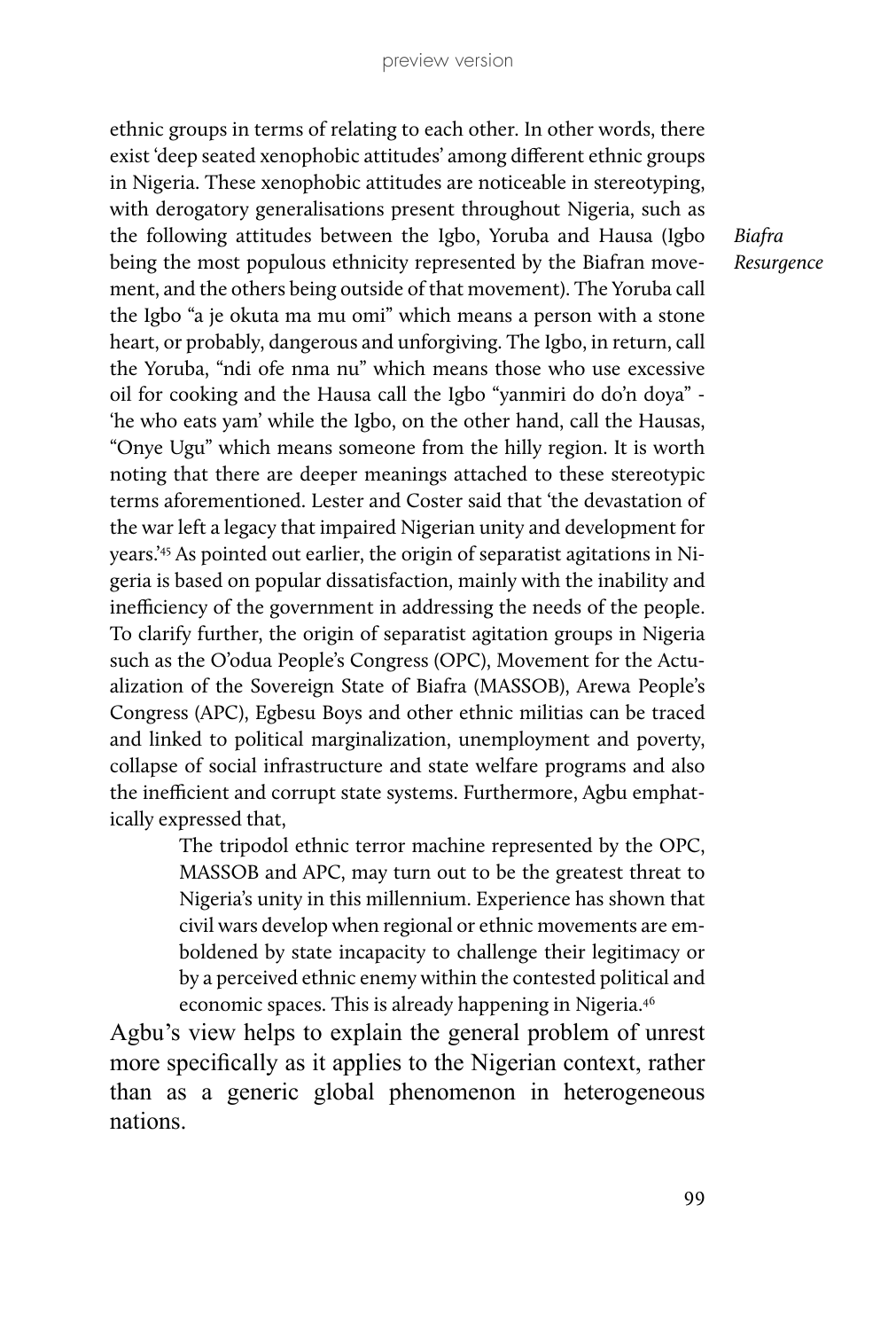ethnic groups in terms of relating to each other. In other words, there exist 'deep seated xenophobic attitudes' among different ethnic groups in Nigeria. These xenophobic attitudes are noticeable in stereotyping, with derogatory generalisations present throughout Nigeria, such as the following attitudes between the Igbo, Yoruba and Hausa (Igbo being the most populous ethnicity represented by the Biafran movement, and the others being outside of that movement). The Yoruba call the Igbo "a je okuta ma mu omi" which means a person with a stone heart, or probably, dangerous and unforgiving. The Igbo, in return, call the Yoruba, "ndi ofe nma nu" which means those who use excessive oil for cooking and the Hausa call the Igbo "yanmiri do do'n doya" - 'he who eats yam' while the Igbo, on the other hand, call the Hausas, "Onye Ugu" which means someone from the hilly region. It is worth noting that there are deeper meanings attached to these stereotypic terms aforementioned. Lester and Coster said that 'the devastation of the war left a legacy that impaired Nigerian unity and development for years.'[45] As pointed out earlier, the origin of separatist agitations in Nigeria is based on popular dissatisfaction, mainly with the inability and inefficiency of the government in addressing the needs of the people. To clarify further, the origin of separatist agitation groups in Nigeria such as the O'odua People's Congress (OPC), Movement for the Actualization of the Sovereign State of Biafra (MASSOB), Arewa People's Congress (APC), Egbesu Boys and other ethnic militias can be traced and linked to political marginalization, unemployment and poverty, collapse of social infrastructure and state welfare programs and also the inefficient and corrupt state systems. Furthermore, Agbu emphatically expressed that,

> The tripodol ethnic terror machine represented by the OPC, MASSOB and APC, may turn out to be the greatest threat to Nigeria's unity in this millennium. Experience has shown that civil wars develop when regional or ethnic movements are emboldened by state incapacity to challenge their legitimacy or by a perceived ethnic enemy within the contested political and economic spaces. This is already happening in Nigeria.[46]

Agbu's view helps to explain the general problem of unrest more specifically as it applies to the Nigerian context, rather than as a generic global phenomenon in heterogeneous nations.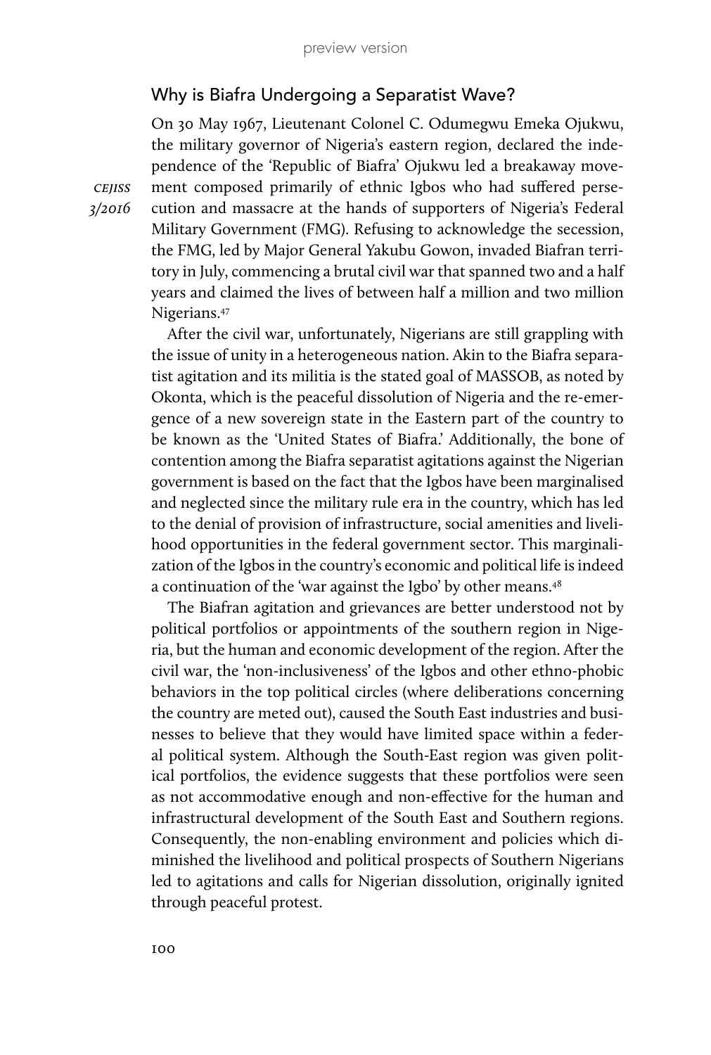## Why is Biafra Undergoing a Separatist Wave?

On 30 May 1967, Lieutenant Colonel C. Odumegwu Emeka Ojukwu, the military governor of Nigeria's eastern region, declared the independence of the 'Republic of Biafra' Ojukwu led a breakaway movement composed primarily of ethnic Igbos who had suffered persecution and massacre at the hands of supporters of Nigeria's Federal Military Government (FMG). Refusing to acknowledge the secession, the FMG, led by Major General Yakubu Gowon, invaded Biafran territory in July, commencing a brutal civil war that spanned two and a half years and claimed the lives of between half a million and two million Nigerians.[47]

After the civil war, unfortunately, Nigerians are still grappling with the issue of unity in a heterogeneous nation. Akin to the Biafra separatist agitation and its militia is the stated goal of MASSOB, as noted by Okonta, which is the peaceful dissolution of Nigeria and the re-emergence of a new sovereign state in the Eastern part of the country to be known as the 'United States of Biafra.' Additionally, the bone of contention among the Biafra separatist agitations against the Nigerian government is based on the fact that the Igbos have been marginalised and neglected since the military rule era in the country, which has led to the denial of provision of infrastructure, social amenities and livelihood opportunities in the federal government sector. This marginalization of the Igbos in the country's economic and political life is indeed a continuation of the 'war against the Igbo' by other means.[48]

The Biafran agitation and grievances are better understood not by political portfolios or appointments of the southern region in Nigeria, but the human and economic development of the region. After the civil war, the 'non-inclusiveness' of the Igbos and other ethno-phobic behaviors in the top political circles (where deliberations concerning the country are meted out), caused the South East industries and businesses to believe that they would have limited space within a federal political system. Although the South-East region was given political portfolios, the evidence suggests that these portfolios were seen as not accommodative enough and non-effective for the human and infrastructural development of the South East and Southern regions. Consequently, the non-enabling environment and policies which diminished the livelihood and political prospects of Southern Nigerians led to agitations and calls for Nigerian dissolution, originally ignited through peaceful protest.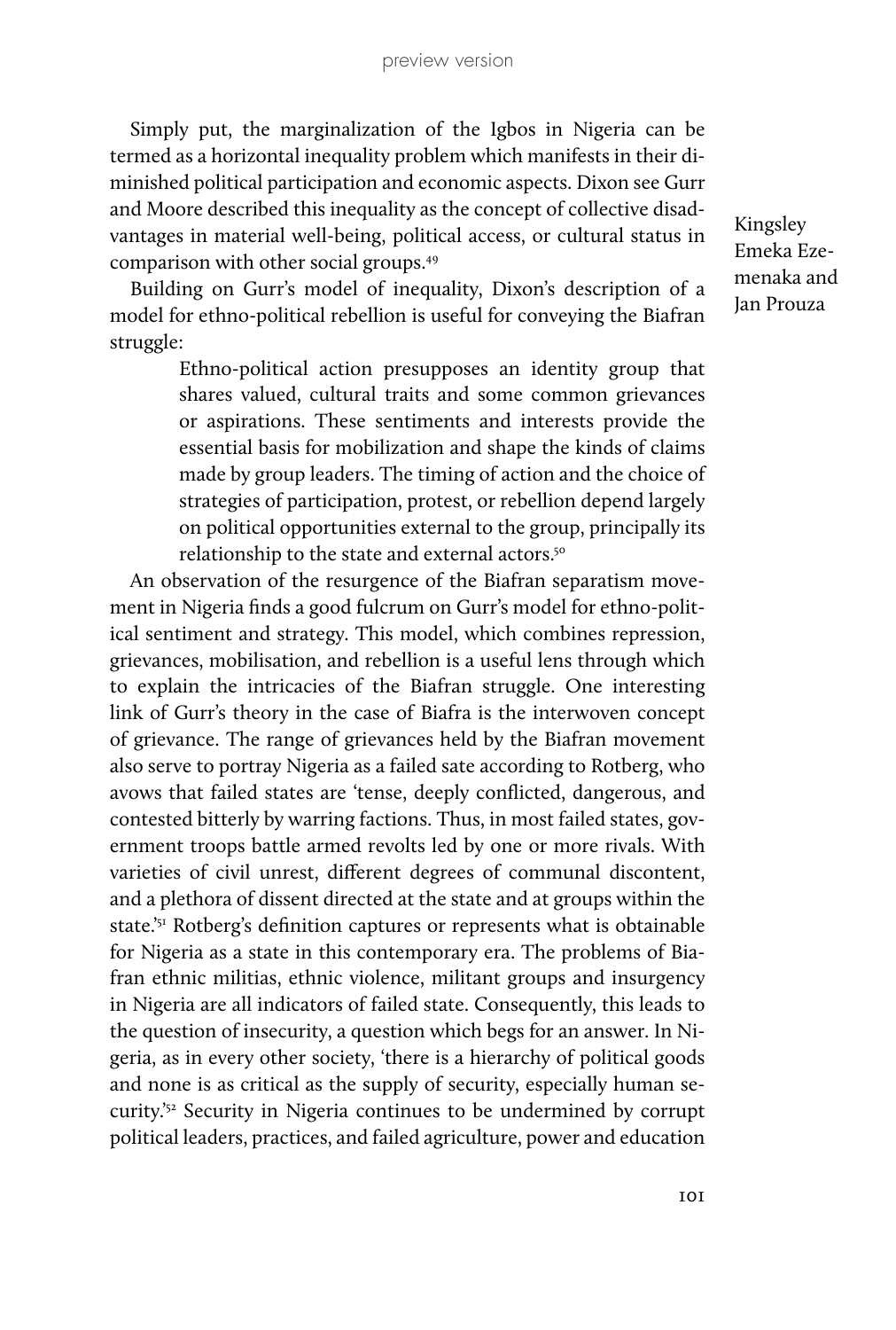Simply put, the marginalization of the Igbos in Nigeria can be termed as a horizontal inequality problem which manifests in their diminished political participation and economic aspects. Dixon see Gurr and Moore described this inequality as the concept of collective disadvantages in material well-being, political access, or cultural status in comparison with other social groups.[49]

Building on Gurr's model of inequality, Dixon's description of a model for ethno-political rebellion is useful for conveying the Biafran struggle:

> Ethno-political action presupposes an identity group that shares valued, cultural traits and some common grievances or aspirations. These sentiments and interests provide the essential basis for mobilization and shape the kinds of claims made by group leaders. The timing of action and the choice of strategies of participation, protest, or rebellion depend largely on political opportunities external to the group, principally its relationship to the state and external actors.[50]

An observation of the resurgence of the Biafran separatism movement in Nigeria finds a good fulcrum on Gurr's model for ethno-political sentiment and strategy. This model, which combines repression, grievances, mobilisation, and rebellion is a useful lens through which to explain the intricacies of the Biafran struggle. One interesting link of Gurr's theory in the case of Biafra is the interwoven concept of grievance. The range of grievances held by the Biafran movement also serve to portray Nigeria as a failed sate according to Rotberg, who avows that failed states are 'tense, deeply conflicted, dangerous, and contested bitterly by warring factions. Thus, in most failed states, government troops battle armed revolts led by one or more rivals. With varieties of civil unrest, different degrees of communal discontent, and a plethora of dissent directed at the state and at groups within the state.'[51] Rotberg's definition captures or represents what is obtainable for Nigeria as a state in this contemporary era. The problems of Biafran ethnic militias, ethnic violence, militant groups and insurgency in Nigeria are all indicators of failed state. Consequently, this leads to the question of insecurity, a question which begs for an answer. In Nigeria, as in every other society, 'there is a hierarchy of political goods and none is as critical as the supply of security, especially human security.'[52] Security in Nigeria continues to be undermined by corrupt political leaders, practices, and failed agriculture, power and education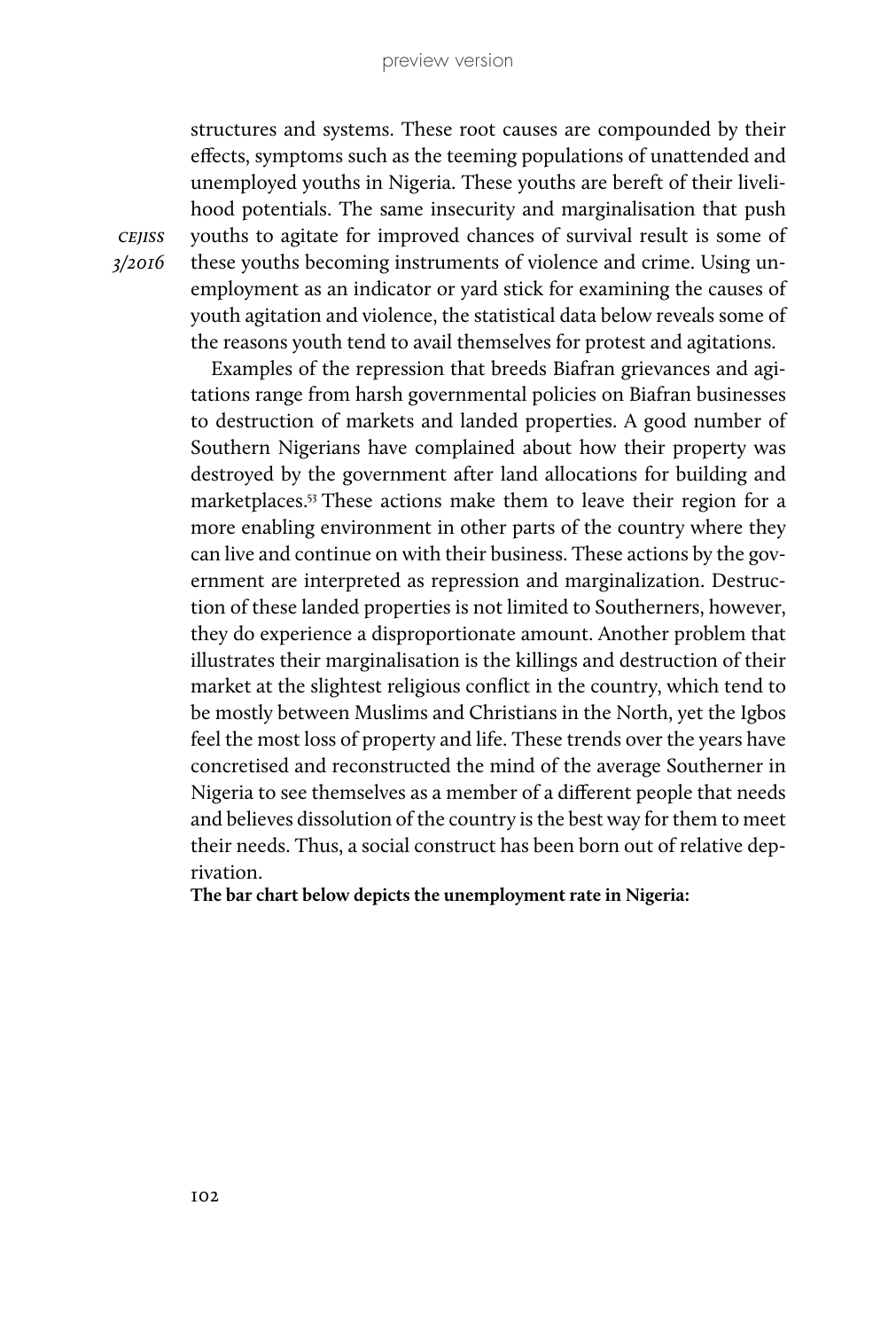structures and systems. These root causes are compounded by their effects, symptoms such as the teeming populations of unattended and unemployed youths in Nigeria. These youths are bereft of their livelihood potentials. The same insecurity and marginalisation that push youths to agitate for improved chances of survival result is some of these youths becoming instruments of violence and crime. Using unemployment as an indicator or yard stick for examining the causes of youth agitation and violence, the statistical data below reveals some of the reasons youth tend to avail themselves for protest and agitations.

Examples of the repression that breeds Biafran grievances and agitations range from harsh governmental policies on Biafran businesses to destruction of markets and landed properties. A good number of Southern Nigerians have complained about how their property was destroyed by the government after land allocations for building and marketplaces.[53] These actions make them to leave their region for a more enabling environment in other parts of the country where they can live and continue on with their business. These actions by the government are interpreted as repression and marginalization. Destruction of these landed properties is not limited to Southerners, however, they do experience a disproportionate amount. Another problem that illustrates their marginalisation is the killings and destruction of their market at the slightest religious conflict in the country, which tend to be mostly between Muslims and Christians in the North, yet the Igbos feel the most loss of property and life. These trends over the years have concretised and reconstructed the mind of the average Southerner in Nigeria to see themselves as a member of a different people that needs and believes dissolution of the country is the best way for them to meet their needs. Thus, a social construct has been born out of relative deprivation.

**The bar chart below depicts the unemployment rate in Nigeria:**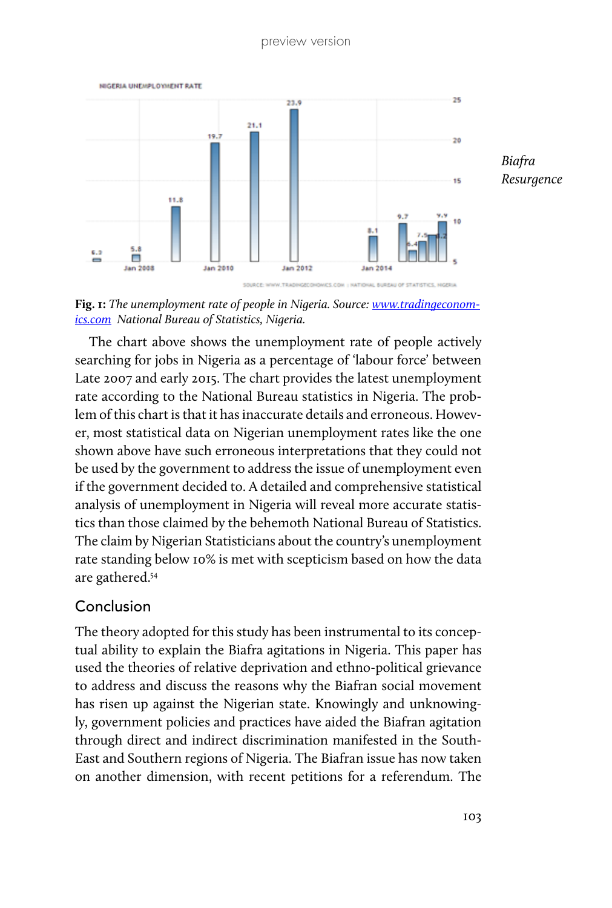**Fig. 1:** *The unemployment rate of people in Nigeria. Source: [www.tradingeconomics.com](www.tradingeconomics.com) National Bureau of Statistics, Nigeria.*

The chart above shows the unemployment rate of people actively searching for jobs in Nigeria as a percentage of 'labour force' between Late 2007 and early 2015. The chart provides the latest unemployment rate according to the National Bureau statistics in Nigeria. The problem of this chart is that it has inaccurate details and erroneous. However, most statistical data on Nigerian unemployment rates like the one shown above have such erroneous interpretations that they could not be used by the government to address the issue of unemployment even if the government decided to. A detailed and comprehensive statistical analysis of unemployment in Nigeria will reveal more accurate statistics than those claimed by the behemoth National Bureau of Statistics. The claim by Nigerian Statisticians about the country's unemployment rate standing below 10% is met with scepticism based on how the data are gathered.[54]

## Conclusion

The theory adopted for this study has been instrumental to its conceptual ability to explain the Biafra agitations in Nigeria. This paper has used the theories of relative deprivation and ethno-political grievance to address and discuss the reasons why the Biafran social movement has risen up against the Nigerian state. Knowingly and unknowingly, government policies and practices have aided the Biafran agitation through direct and indirect discrimination manifested in the South-East and Southern regions of Nigeria. The Biafran issue has now taken on another dimension, with recent petitions for a referendum. The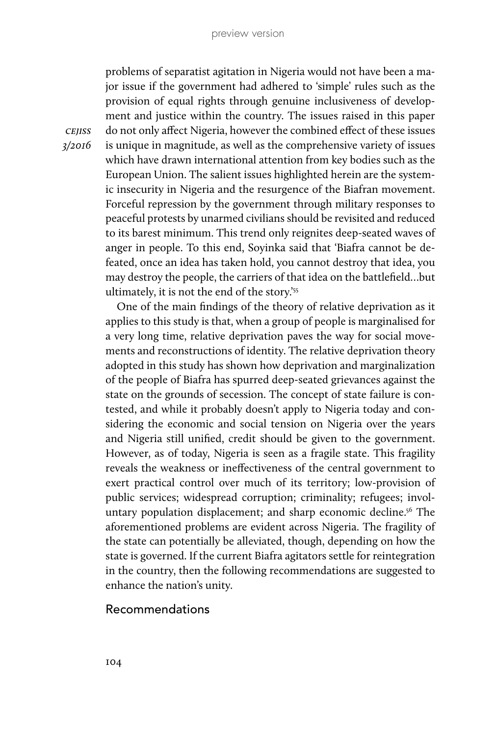problems of separatist agitation in Nigeria would not have been a major issue if the government had adhered to 'simple' rules such as the provision of equal rights through genuine inclusiveness of development and justice within the country. The issues raised in this paper do not only affect Nigeria, however the combined effect of these issues is unique in magnitude, as well as the comprehensive variety of issues which have drawn international attention from key bodies such as the European Union. The salient issues highlighted herein are the systemic insecurity in Nigeria and the resurgence of the Biafran movement. Forceful repression by the government through military responses to peaceful protests by unarmed civilians should be revisited and reduced to its barest minimum. This trend only reignites deep-seated waves of anger in people. To this end, Soyinka said that 'Biafra cannot be defeated, once an idea has taken hold, you cannot destroy that idea, you may destroy the people, the carriers of that idea on the battlefield…but ultimately, it is not the end of the story.'[55]

One of the main findings of the theory of relative deprivation as it applies to this study is that, when a group of people is marginalised for a very long time, relative deprivation paves the way for social movements and reconstructions of identity. The relative deprivation theory adopted in this study has shown how deprivation and marginalization of the people of Biafra has spurred deep-seated grievances against the state on the grounds of secession. The concept of state failure is contested, and while it probably doesn't apply to Nigeria today and considering the economic and social tension on Nigeria over the years and Nigeria still unified, credit should be given to the government. However, as of today, Nigeria is seen as a fragile state. This fragility reveals the weakness or ineffectiveness of the central government to exert practical control over much of its territory; low-provision of public services; widespread corruption; criminality; refugees; involuntary population displacement; and sharp economic decline.[56] The aforementioned problems are evident across Nigeria. The fragility of the state can potentially be alleviated, though, depending on how the state is governed. If the current Biafra agitators settle for reintegration in the country, then the following recommendations are suggested to enhance the nation's unity.

## Recommendations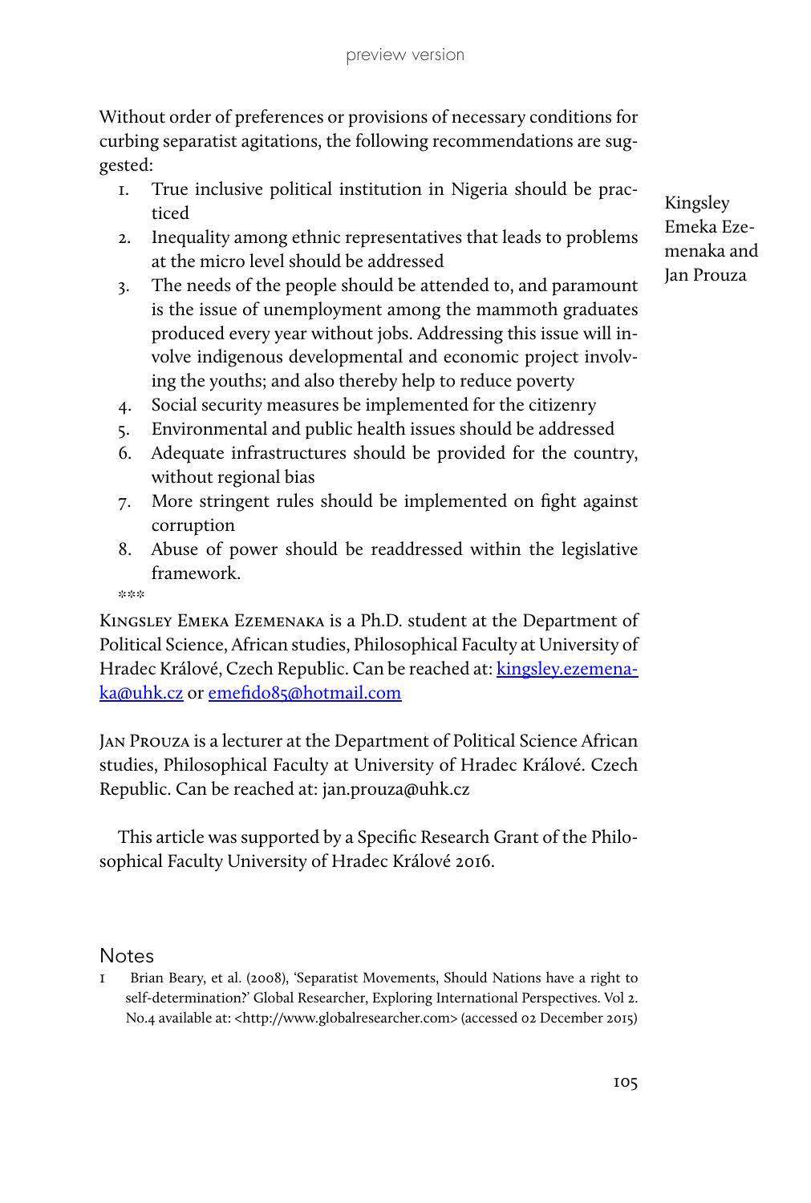Without order of preferences or provisions of necessary conditions for curbing separatist agitations, the following recommendations are suggested:

1. True inclusive political institution in Nigeria should be practiced
2. Inequality among ethnic representatives that leads to problems at the micro level should be addressed
3. The needs of the people should be attended to, and paramount is the issue of unemployment among the mammoth graduates produced every year without jobs. Addressing this issue will involve indigenous developmental and economic project involving the youths; and also thereby help to reduce poverty
4. Social security measures be implemented for the citizenry
5. Environmental and public health issues should be addressed
6. Adequate infrastructures should be provided for the country, without regional bias
7. More stringent rules should be implemented on fight against corruption
8. Abuse of power should be readdressed within the legislative framework.

***

Kingsley Emeka Ezemenaka is a Ph.D. student at the Department of Political Science, African studies, Philosophical Faculty at University of Hradec Králové, Czech Republic. Can be reached at: kingsley.ezemenaka@uhk.cz or emefido85@hotmail.com

Jan Prouza is a lecturer at the Department of Political Science African studies, Philosophical Faculty at University of Hradec Králové. Czech Republic. Can be reached at: jan.prouza@uhk.cz

This article was supported by a Specific Research Grant of the Philosophical Faculty University of Hradec Králové 2016.

## Notes

1 Brian Beary, et al. (2008), 'Separatist Movements, Should Nations have a right to self-determination?' Global Researcher, Exploring International Perspectives. Vol 2. No.4 available at: <http://www.globalresearcher.com> (accessed 02 December 2015)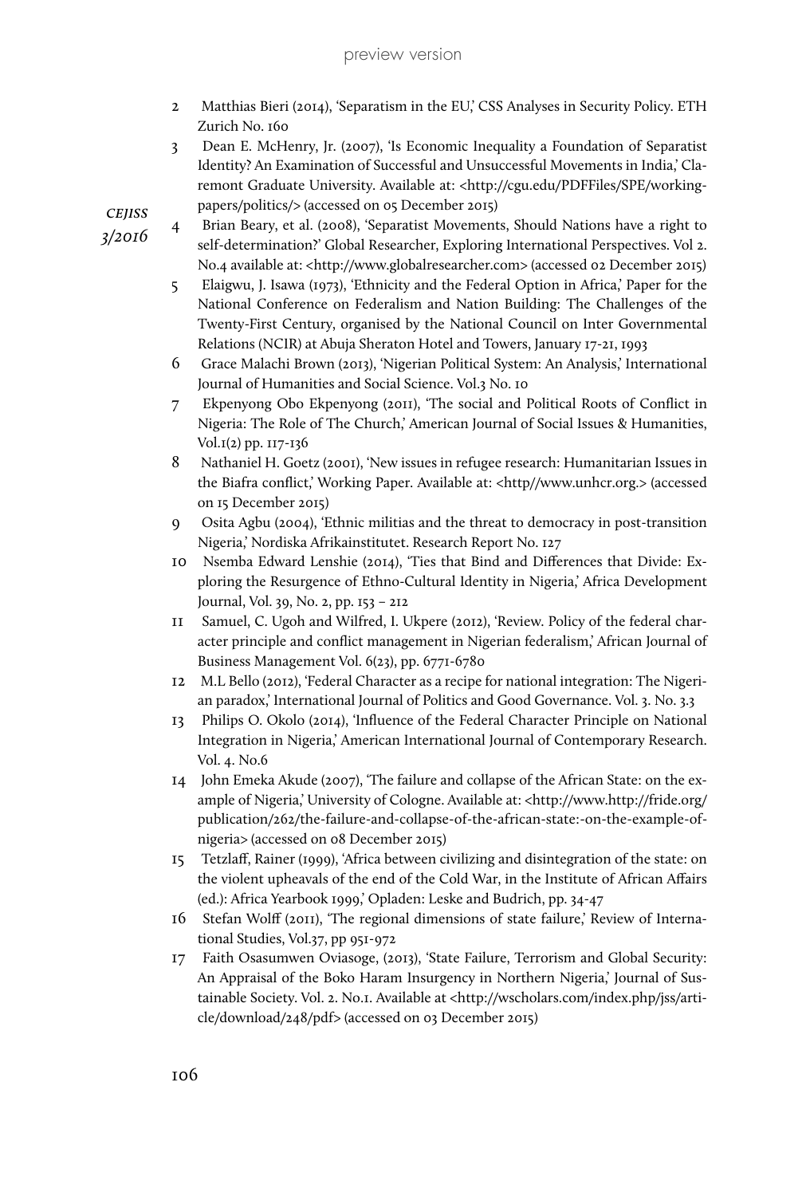2 Matthias Bieri (2014), 'Separatism in the EU,' CSS Analyses in Security Policy. ETH Zurich No. 160

3 Dean E. McHenry, Jr. (2007), 'Is Economic Inequality a Foundation of Separatist Identity? An Examination of Successful and Unsuccessful Movements in India,' Claremont Graduate University. Available at: <http://cgu.edu/PDFFiles/SPE/workingpapers/politics/> (accessed on 05 December 2015)

4 Brian Beary, et al. (2008), 'Separatist Movements, Should Nations have a right to self-determination?' Global Researcher, Exploring International Perspectives. Vol 2. No.4 available at: <http://www.globalresearcher.com> (accessed 02 December 2015)

5 Elaigwu, J. Isawa (1973), 'Ethnicity and the Federal Option in Africa,' Paper for the National Conference on Federalism and Nation Building: The Challenges of the Twenty-First Century, organised by the National Council on Inter Governmental Relations (NCIR) at Abuja Sheraton Hotel and Towers, January 17-21, 1993

6 Grace Malachi Brown (2013), 'Nigerian Political System: An Analysis,' International Journal of Humanities and Social Science. Vol.3 No. 10

7 Ekpenyong Obo Ekpenyong (2011), 'The social and Political Roots of Conflict in Nigeria: The Role of The Church,' American Journal of Social Issues & Humanities, Vol.1(2) pp. 117-136

8 Nathaniel H. Goetz (2001), 'New issues in refugee research: Humanitarian Issues in the Biafra conflict,' Working Paper. Available at: <http//www.unhcr.org.> (accessed on 15 December 2015)

9 Osita Agbu (2004), 'Ethnic militias and the threat to democracy in post-transition Nigeria,' Nordiska Afrikainstitutet. Research Report No. 127

10 Nsemba Edward Lenshie (2014), 'Ties that Bind and Differences that Divide: Exploring the Resurgence of Ethno-Cultural Identity in Nigeria,' Africa Development Journal, Vol. 39, No. 2, pp. 153 – 212

11 Samuel, C. Ugoh and Wilfred, I. Ukpere (2012), 'Review. Policy of the federal character principle and conflict management in Nigerian federalism,' African Journal of Business Management Vol. 6(23), pp. 6771-6780

12 M.L Bello (2012), 'Federal Character as a recipe for national integration: The Nigerian paradox,' International Journal of Politics and Good Governance. Vol. 3. No. 3.3

13 Philips O. Okolo (2014), 'Influence of the Federal Character Principle on National Integration in Nigeria,' American International Journal of Contemporary Research. Vol. 4. No.6

14 John Emeka Akude (2007), 'The failure and collapse of the African State: on the example of Nigeria,' University of Cologne. Available at: <http://www.http://fride.org/publication/262/the-failure-and-collapse-of-the-african-state:-on-the-example-of-nigeria> (accessed on 08 December 2015)

15 Tetzlaff, Rainer (1999), 'Africa between civilizing and disintegration of the state: on the violent upheavals of the end of the Cold War, in the Institute of African Affairs (ed.): Africa Yearbook 1999,' Opladen: Leske and Budrich, pp. 34-47

16 Stefan Wolff (2011), 'The regional dimensions of state failure,' Review of International Studies, Vol.37, pp 951-972

17 Faith Osasumwen Oviasoge, (2013), 'State Failure, Terrorism and Global Security: An Appraisal of the Boko Haram Insurgency in Northern Nigeria,' Journal of Sustainable Society. Vol. 2. No.1. Available at <http://wscholars.com/index.php/jss/article/download/248/pdf> (accessed on 03 December 2015)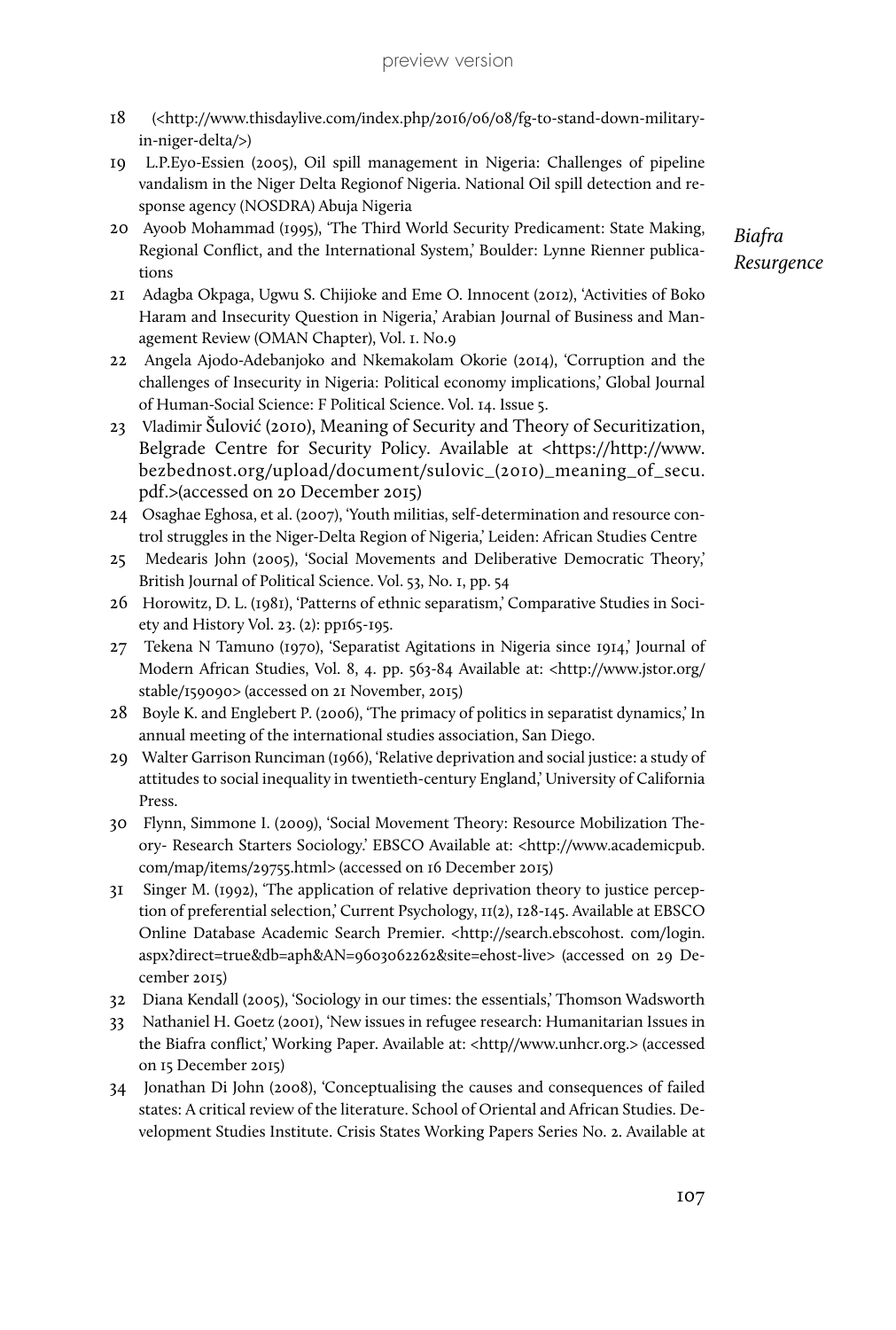18 (<http://www.thisdaylive.com/index.php/2016/06/08/fg-to-stand-down-military-in-niger-delta/>)

19 L.P.Eyo-Essien (2005), Oil spill management in Nigeria: Challenges of pipeline vandalism in the Niger Delta Regionof Nigeria. National Oil spill detection and response agency (NOSDRA) Abuja Nigeria

20 Ayoob Mohammad (1995), 'The Third World Security Predicament: State Making, Regional Conflict, and the International System,' Boulder: Lynne Rienner publications

21 Adagba Okpaga, Ugwu S. Chijioke and Eme O. Innocent (2012), 'Activities of Boko Haram and Insecurity Question in Nigeria,' Arabian Journal of Business and Management Review (OMAN Chapter), Vol. 1. No.9

22 Angela Ajodo-Adebanjoko and Nkemakolam Okorie (2014), 'Corruption and the challenges of Insecurity in Nigeria: Political economy implications,' Global Journal of Human-Social Science: F Political Science. Vol. 14. Issue 5.

23 Vladimir Šulović (2010), Meaning of Security and Theory of Securitization, Belgrade Centre for Security Policy. Available at <https://http://www.bezbednost.org/upload/document/sulovic_(2010)_meaning_of_secu.pdf.>(accessed on 20 December 2015)

24 Osaghae Eghosa, et al. (2007), 'Youth militias, self-determination and resource control struggles in the Niger-Delta Region of Nigeria,' Leiden: African Studies Centre

25 Medearis John (2005), 'Social Movements and Deliberative Democratic Theory,' British Journal of Political Science. Vol. 53, No. 1, pp. 54

26 Horowitz, D. L. (1981), 'Patterns of ethnic separatism,' Comparative Studies in Society and History Vol. 23. (2): pp165-195.

27 Tekena N Tamuno (1970), 'Separatist Agitations in Nigeria since 1914,' Journal of Modern African Studies, Vol. 8, 4. pp. 563-84 Available at: <http://www.jstor.org/stable/159090> (accessed on 21 November, 2015)

28 Boyle K. and Englebert P. (2006), 'The primacy of politics in separatist dynamics,' In annual meeting of the international studies association, San Diego.

29 Walter Garrison Runciman (1966), 'Relative deprivation and social justice: a study of attitudes to social inequality in twentieth-century England,' University of California Press.

30 Flynn, Simmone I. (2009), 'Social Movement Theory: Resource Mobilization Theory- Research Starters Sociology.' EBSCO Available at: <http://www.academicpub.com/map/items/29755.html> (accessed on 16 December 2015)

31 Singer M. (1992), 'The application of relative deprivation theory to justice perception of preferential selection,' Current Psychology, 11(2), 128-145. Available at EBSCO Online Database Academic Search Premier. <http://search.ebscohost.com/login.aspx?direct=true&db=aph&AN=9603062262&site=ehost-live> (accessed on 29 December 2015)

32 Diana Kendall (2005), 'Sociology in our times: the essentials,' Thomson Wadsworth

33 Nathaniel H. Goetz (2001), 'New issues in refugee research: Humanitarian Issues in the Biafra conflict,' Working Paper. Available at: <http//www.unhcr.org.> (accessed on 15 December 2015)

34 Jonathan Di John (2008), 'Conceptualising the causes and consequences of failed states: A critical review of the literature. School of Oriental and African Studies. Development Studies Institute. Crisis States Working Papers Series No. 2. Available at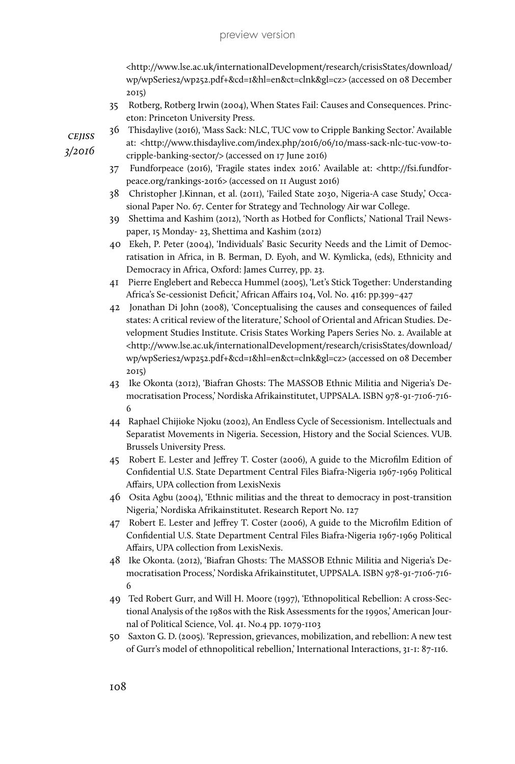<http://www.lse.ac.uk/internationalDevelopment/research/crisisStates/download/wp/wpSeries2/wp252.pdf+&cd=1&hl=en&ct=clnk&gl=cz> (accessed on 08 December 2015)

35 Rotberg, Rotberg Irwin (2004), When States Fail: Causes and Consequences. Princeton: Princeton University Press.

36 Thisdaylive (2016), 'Mass Sack: NLC, TUC vow to Cripple Banking Sector.' Available at: <http://www.thisdaylive.com/index.php/2016/06/10/mass-sack-nlc-tuc-vow-to-cripple-banking-sector/> (accessed on 17 June 2016)

37 Fundforpeace (2016), 'Fragile states index 2016.' Available at: <http://fsi.fundforpeace.org/rankings-2016> (accessed on 11 August 2016)

38 Christopher J.Kinnan, et al. (2011), 'Failed State 2030, Nigeria-A case Study,' Occasional Paper No. 67. Center for Strategy and Technology Air war College.

39 Shettima and Kashim (2012), 'North as Hotbed for Conflicts,' National Trail Newspaper, 15 Monday- 23, Shettima and Kashim (2012)

40 Ekeh, P. Peter (2004), 'Individuals' Basic Security Needs and the Limit of Democratisation in Africa, in B. Berman, D. Eyoh, and W. Kymlicka, (eds), Ethnicity and Democracy in Africa, Oxford: James Currey, pp. 23.

41 Pierre Englebert and Rebecca Hummel (2005), 'Let's Stick Together: Understanding Africa's Se-cessionist Deficit,' African Affairs 104, Vol. No. 416: pp.399–427

42 Jonathan Di John (2008), 'Conceptualising the causes and consequences of failed states: A critical review of the literature,' School of Oriental and African Studies. Development Studies Institute. Crisis States Working Papers Series No. 2. Available at <http://www.lse.ac.uk/internationalDevelopment/research/crisisStates/download/wp/wpSeries2/wp252.pdf+&cd=1&hl=en&ct=clnk&gl=cz> (accessed on 08 December 2015)

43 Ike Okonta (2012), 'Biafran Ghosts: The MASSOB Ethnic Militia and Nigeria's Democratisation Process,' Nordiska Afrikainstitutet, UPPSALA. ISBN 978-91-7106-716-6

44 Raphael Chijioke Njoku (2002), An Endless Cycle of Secessionism. Intellectuals and Separatist Movements in Nigeria. Secession, History and the Social Sciences. VUB. Brussels University Press.

45 Robert E. Lester and Jeffrey T. Coster (2006), A guide to the Microfilm Edition of Confidential U.S. State Department Central Files Biafra-Nigeria 1967-1969 Political Affairs, UPA collection from LexisNexis

46 Osita Agbu (2004), 'Ethnic militias and the threat to democracy in post-transition Nigeria,' Nordiska Afrikainstitutet. Research Report No. 127

47 Robert E. Lester and Jeffrey T. Coster (2006), A guide to the Microfilm Edition of Confidential U.S. State Department Central Files Biafra-Nigeria 1967-1969 Political Affairs, UPA collection from LexisNexis.

48 Ike Okonta. (2012), 'Biafran Ghosts: The MASSOB Ethnic Militia and Nigeria's Democratisation Process,' Nordiska Afrikainstitutet, UPPSALA. ISBN 978-91-7106-716-6

49 Ted Robert Gurr, and Will H. Moore (1997), 'Ethnopolitical Rebellion: A cross-Sectional Analysis of the 1980s with the Risk Assessments for the 1990s,' American Journal of Political Science, Vol. 41. No.4 pp. 1079-1103

50 Saxton G. D. (2005). 'Repression, grievances, mobilization, and rebellion: A new test of Gurr's model of ethnopolitical rebellion,' International Interactions, 31-1: 87-116.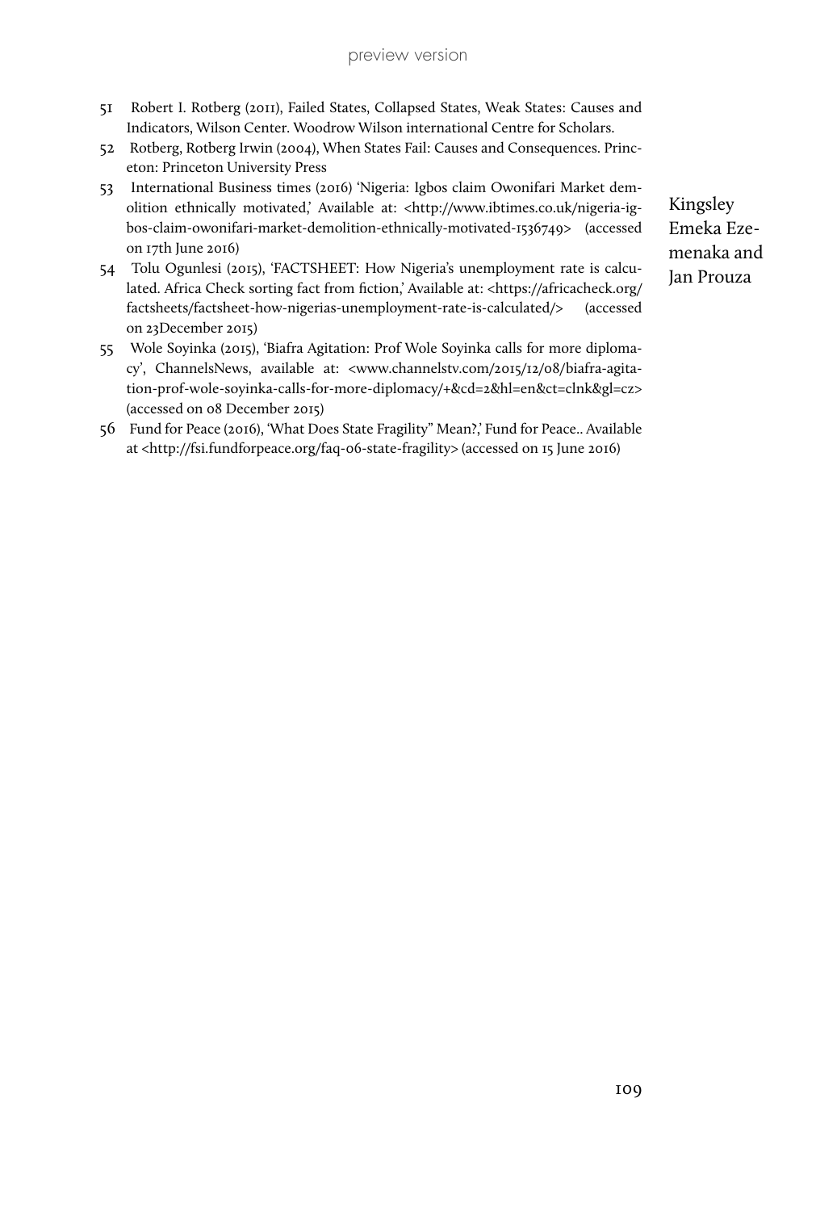51 Robert I. Rotberg (2011), Failed States, Collapsed States, Weak States: Causes and Indicators, Wilson Center. Woodrow Wilson international Centre for Scholars.

52 Rotberg, Rotberg Irwin (2004), When States Fail: Causes and Consequences. Princeton: Princeton University Press

53 International Business times (2016) 'Nigeria: Igbos claim Owonifari Market demolition ethnically motivated,' Available at: <http://www.ibtimes.co.uk/nigeria-igbos-claim-owonifari-market-demolition-ethnically-motivated-1536749> (accessed on 17th June 2016)

54 Tolu Ogunlesi (2015), 'FACTSHEET: How Nigeria's unemployment rate is calculated. Africa Check sorting fact from fiction,' Available at: <https://africacheck.org/factsheets/factsheet-how-nigerias-unemployment-rate-is-calculated/> (accessed on 23December 2015)

55 Wole Soyinka (2015), 'Biafra Agitation: Prof Wole Soyinka calls for more diplomacy', ChannelsNews, available at: <www.channelstv.com/2015/12/08/biafra-agitation-prof-wole-soyinka-calls-for-more-diplomacy/+&cd=2&hl=en&ct=clnk&gl=cz> (accessed on 08 December 2015)

56 Fund for Peace (2016), 'What Does State Fragility" Mean?,' Fund for Peace.. Available at <http://fsi.fundforpeace.org/faq-06-state-fragility> (accessed on 15 June 2016)